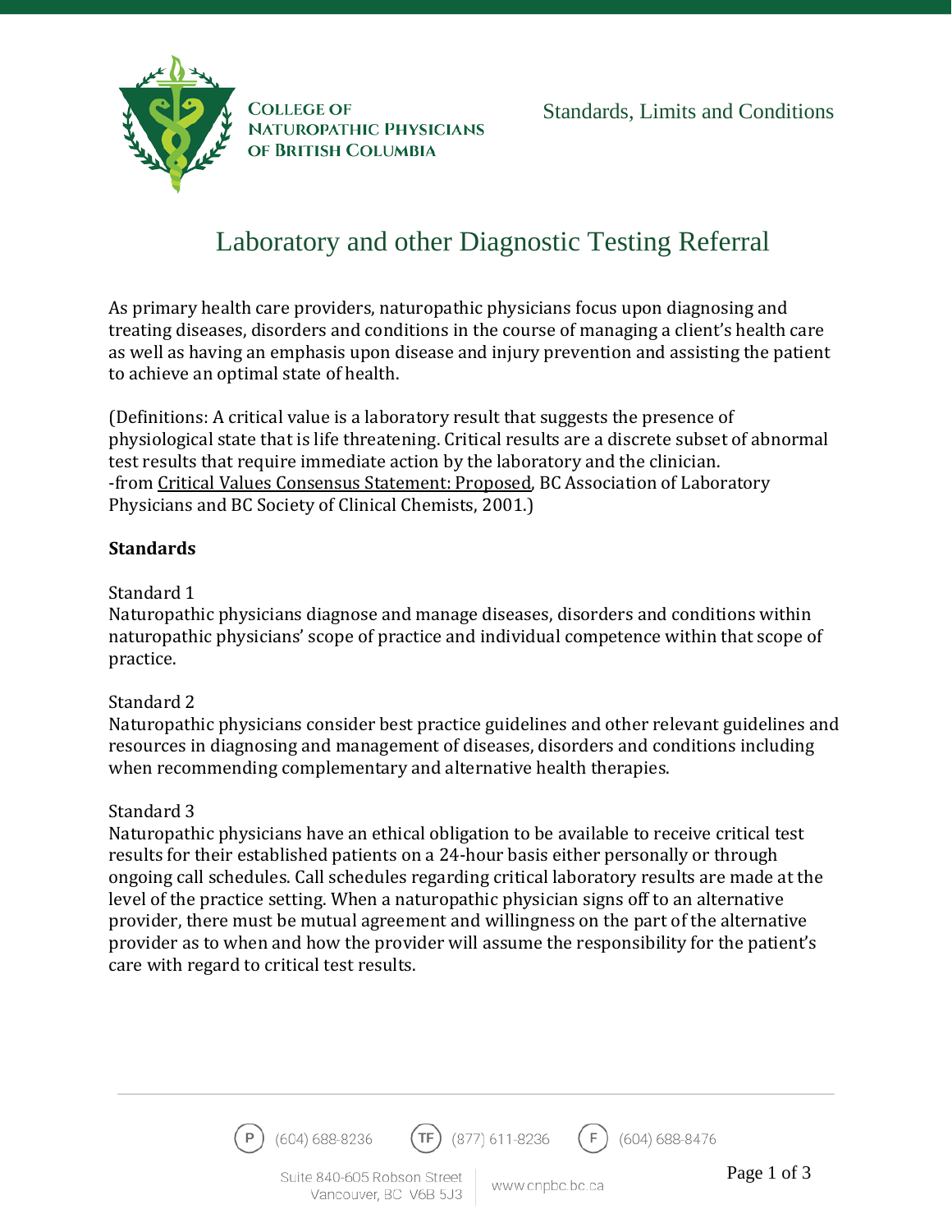College of Naturopathic Physicians of British Columbia

Standards, Limits and Conditions

# Laboratory and other Diagnostic Testing Referral

As primary health care providers, naturopathic physicians focus upon diagnosing and treating diseases, disorders and conditions in the course of managing a client's health care as well as having an emphasis upon disease and injury prevention and assisting the patient to achieve an optimal state of health.

(Definitions: A critical value is a laboratory result that suggests the presence of physiological state that is life threatening. Critical results are a discrete subset of abnormal test results that require immediate action by the laboratory and the clinician.
-from Critical Values Consensus Statement: Proposed, BC Association of Laboratory Physicians and BC Society of Clinical Chemists, 2001.)

**Standards**

Standard 1
Naturopathic physicians diagnose and manage diseases, disorders and conditions within naturopathic physicians' scope of practice and individual competence within that scope of practice.

Standard 2
Naturopathic physicians consider best practice guidelines and other relevant guidelines and resources in diagnosing and management of diseases, disorders and conditions including when recommending complementary and alternative health therapies.

Standard 3
Naturopathic physicians have an ethical obligation to be available to receive critical test results for their established patients on a 24-hour basis either personally or through ongoing call schedules. Call schedules regarding critical laboratory results are made at the level of the practice setting. When a naturopathic physician signs off to an alternative provider, there must be mutual agreement and willingness on the part of the alternative provider as to when and how the provider will assume the responsibility for the patient's care with regard to critical test results.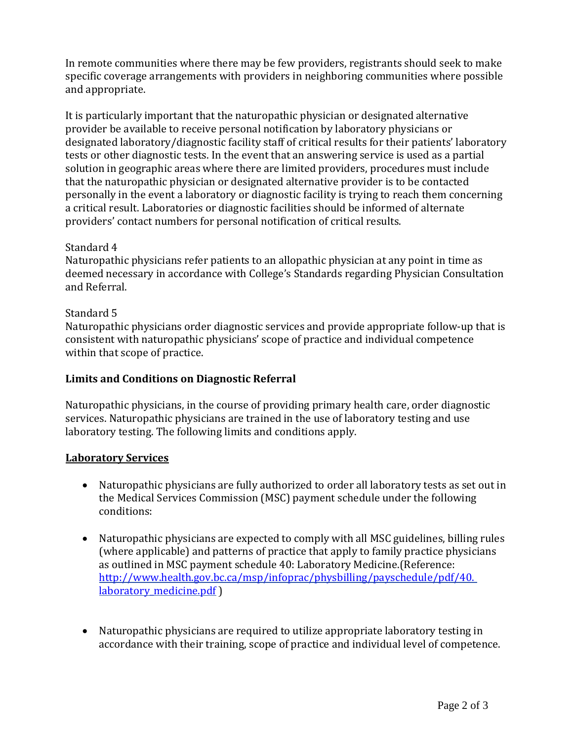In remote communities where there may be few providers, registrants should seek to make specific coverage arrangements with providers in neighboring communities where possible and appropriate.

It is particularly important that the naturopathic physician or designated alternative provider be available to receive personal notification by laboratory physicians or designated laboratory/diagnostic facility staff of critical results for their patients' laboratory tests or other diagnostic tests. In the event that an answering service is used as a partial solution in geographic areas where there are limited providers, procedures must include that the naturopathic physician or designated alternative provider is to be contacted personally in the event a laboratory or diagnostic facility is trying to reach them concerning a critical result. Laboratories or diagnostic facilities should be informed of alternate providers' contact numbers for personal notification of critical results.

Standard 4
Naturopathic physicians refer patients to an allopathic physician at any point in time as deemed necessary in accordance with College's Standards regarding Physician Consultation and Referral.

Standard 5
Naturopathic physicians order diagnostic services and provide appropriate follow-up that is consistent with naturopathic physicians' scope of practice and individual competence within that scope of practice.

## Limits and Conditions on Diagnostic Referral

Naturopathic physicians, in the course of providing primary health care, order diagnostic services. Naturopathic physicians are trained in the use of laboratory testing and use laboratory testing. The following limits and conditions apply.

### Laboratory Services

- Naturopathic physicians are fully authorized to order all laboratory tests as set out in the Medical Services Commission (MSC) payment schedule under the following conditions:

- Naturopathic physicians are expected to comply with all MSC guidelines, billing rules (where applicable) and patterns of practice that apply to family practice physicians as outlined in MSC payment schedule 40: Laboratory Medicine.(Reference: http://www.health.gov.bc.ca/msp/infoprac/physbilling/payschedule/pdf/40.laboratory_medicine.pdf )

- Naturopathic physicians are required to utilize appropriate laboratory testing in accordance with their training, scope of practice and individual level of competence.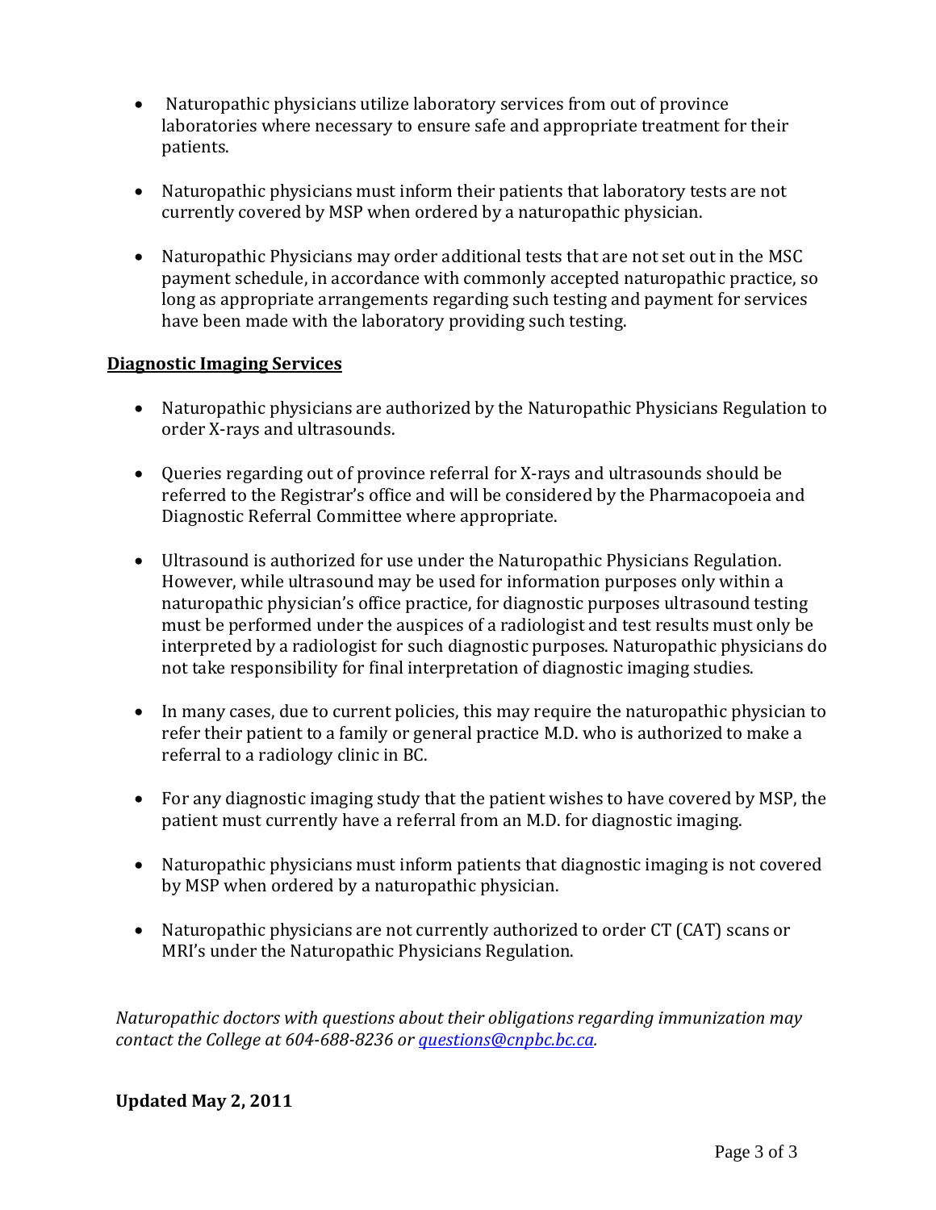- Naturopathic physicians utilize laboratory services from out of province laboratories where necessary to ensure safe and appropriate treatment for their patients.

- Naturopathic physicians must inform their patients that laboratory tests are not currently covered by MSP when ordered by a naturopathic physician.

- Naturopathic Physicians may order additional tests that are not set out in the MSC payment schedule, in accordance with commonly accepted naturopathic practice, so long as appropriate arrangements regarding such testing and payment for services have been made with the laboratory providing such testing.

**Diagnostic Imaging Services**

- Naturopathic physicians are authorized by the Naturopathic Physicians Regulation to order X-rays and ultrasounds.

- Queries regarding out of province referral for X-rays and ultrasounds should be referred to the Registrar's office and will be considered by the Pharmacopoeia and Diagnostic Referral Committee where appropriate.

- Ultrasound is authorized for use under the Naturopathic Physicians Regulation. However, while ultrasound may be used for information purposes only within a naturopathic physician's office practice, for diagnostic purposes ultrasound testing must be performed under the auspices of a radiologist and test results must only be interpreted by a radiologist for such diagnostic purposes. Naturopathic physicians do not take responsibility for final interpretation of diagnostic imaging studies.

- In many cases, due to current policies, this may require the naturopathic physician to refer their patient to a family or general practice M.D. who is authorized to make a referral to a radiology clinic in BC.

- For any diagnostic imaging study that the patient wishes to have covered by MSP, the patient must currently have a referral from an M.D. for diagnostic imaging.

- Naturopathic physicians must inform patients that diagnostic imaging is not covered by MSP when ordered by a naturopathic physician.

- Naturopathic physicians are not currently authorized to order CT (CAT) scans or MRI's under the Naturopathic Physicians Regulation.

*Naturopathic doctors with questions about their obligations regarding immunization may contact the College at 604-688-8236 or questions@cnpbc.bc.ca.*

**Updated May 2, 2011**